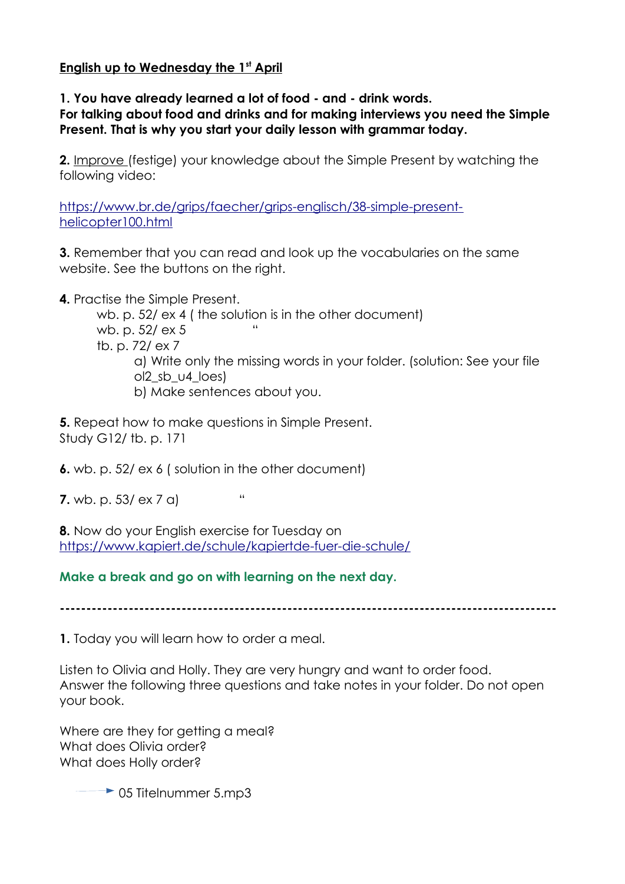**English up to Wednesday the 1st April**

**1. You have already learned a lot of food - and - drink words.**
**For talking about food and drinks and for making interviews you need the Simple Present. That is why you start your daily lesson with grammar today.**

**2.** Improve (festige) your knowledge about the Simple Present by watching the following video:

https://www.br.de/grips/faecher/grips-englisch/38-simple-present-helicopter100.html

**3.** Remember that you can read and look up the vocabularies on the same website. See the buttons on the right.

**4.** Practise the Simple Present.

- wb. p. 52/ ex 4 ( the solution is in the other document)
- wb. p. 52/ ex 5 "
- tb. p. 72/ ex 7
  - a) Write only the missing words in your folder. (solution: See your file ol2_sb_u4_loes)
  - b) Make sentences about you.

**5.** Repeat how to make questions in Simple Present.
Study G12/ tb. p. 171

**6.** wb. p. 52/ ex 6 ( solution in the other document)

**7.** wb. p. 53/ ex 7 a) "

**8.** Now do your English exercise for Tuesday on
https://www.kapiert.de/schule/kapiertde-fuer-die-schule/

**Make a break and go on with learning on the next day.**

---

**1.** Today you will learn how to order a meal.

Listen to Olivia and Holly. They are very hungry and want to order food.
Answer the following three questions and take notes in your folder. Do not open your book.

Where are they for getting a meal?
What does Olivia order?
What does Holly order?

→ 05 Titelnummer 5.mp3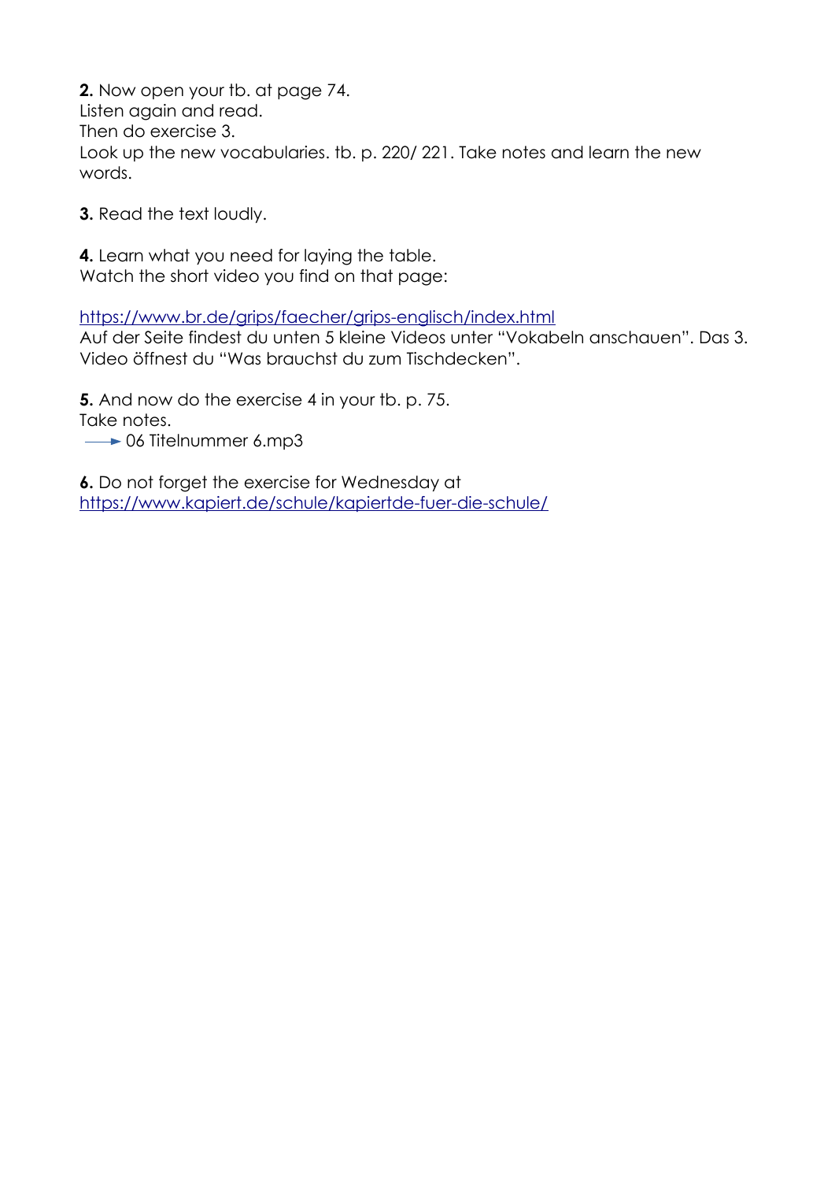**2.** Now open your tb. at page 74.
Listen again and read.
Then do exercise 3.
Look up the new vocabularies. tb. p. 220/ 221. Take notes and learn the new words.

**3.** Read the text loudly.

**4.** Learn what you need for laying the table.
Watch the short video you find on that page:

https://www.br.de/grips/faecher/grips-englisch/index.html
Auf der Seite findest du unten 5 kleine Videos unter "Vokabeln anschauen". Das 3. Video öffnest du "Was brauchst du zum Tischdecken".

**5.** And now do the exercise 4 in your tb. p. 75.
Take notes.
→ 06 Titelnummer 6.mp3

**6.** Do not forget the exercise for Wednesday at
https://www.kapiert.de/schule/kapiertde-fuer-die-schule/